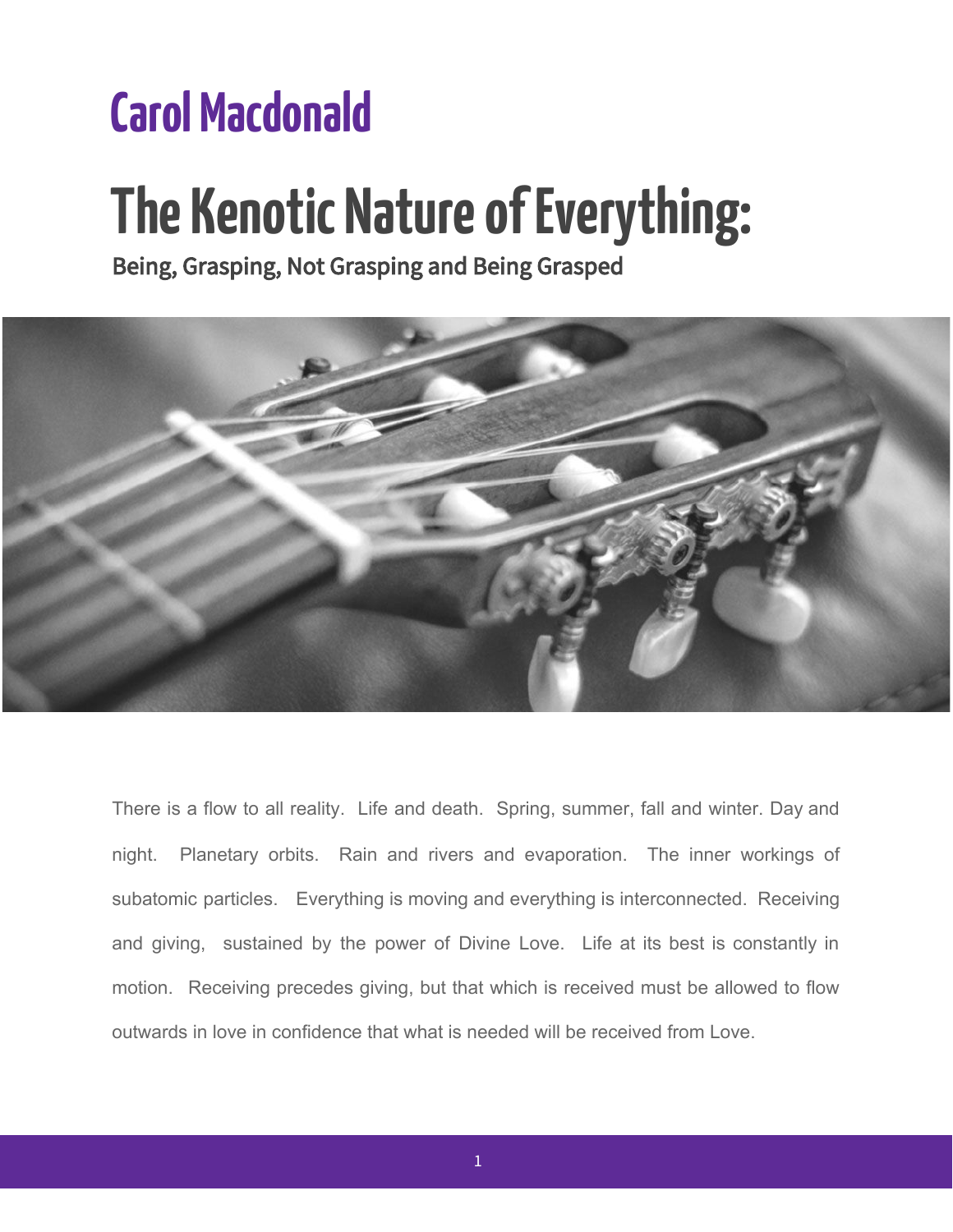Carol Macdonald

# The Kenotic Nature of Everything:

## Being, Grasping, Not Grasping and Being Grasped

There is a flow to all reality. Life and death. Spring, summer, fall and winter. Day and night. Planetary orbits. Rain and rivers and evaporation. The inner workings of subatomic particles. Everything is moving and everything is interconnected. Receiving and giving, sustained by the power of Divine Love. Life at its best is constantly in motion. Receiving precedes giving, but that which is received must be allowed to flow outwards in love in confidence that what is needed will be received from Love.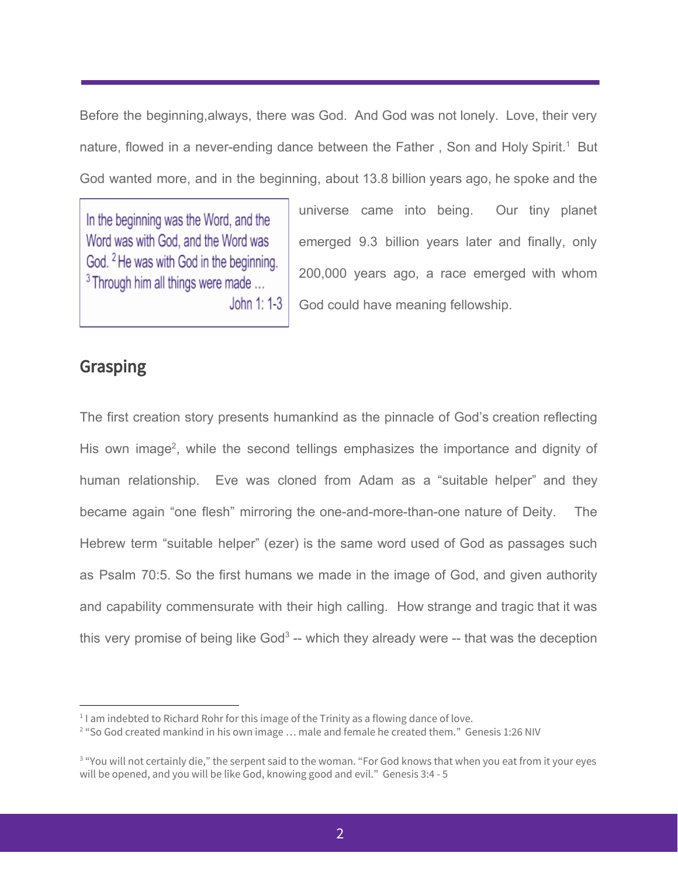Before the beginning,always, there was God. And God was not lonely. Love, their very nature, flowed in a never-ending dance between the Father , Son and Holy Spirit.[1] But God wanted more, and in the beginning, about 13.8 billion years ago, he spoke and the universe came into being. Our tiny planet emerged 9.3 billion years later and finally, only 200,000 years ago, a race emerged with whom God could have meaning fellowship.

> In the beginning was the Word, and the Word was with God, and the Word was God. [2] He was with God in the beginning. [3] Through him all things were made ...
>
> John 1: 1-3

## Grasping

The first creation story presents humankind as the pinnacle of God's creation reflecting His own image[2], while the second tellings emphasizes the importance and dignity of human relationship. Eve was cloned from Adam as a "suitable helper" and they became again "one flesh" mirroring the one-and-more-than-one nature of Deity. The Hebrew term "suitable helper" (ezer) is the same word used of God as passages such as Psalm 70:5. So the first humans we made in the image of God, and given authority and capability commensurate with their high calling. How strange and tragic that it was this very promise of being like God[3] -- which they already were -- that was the deception

---

[1] I am indebted to Richard Rohr for this image of the Trinity as a flowing dance of love.

[2] "So God created mankind in his own image … male and female he created them." Genesis 1:26 NIV

[3] "You will not certainly die," the serpent said to the woman. "For God knows that when you eat from it your eyes will be opened, and you will be like God, knowing good and evil." Genesis 3:4 - 5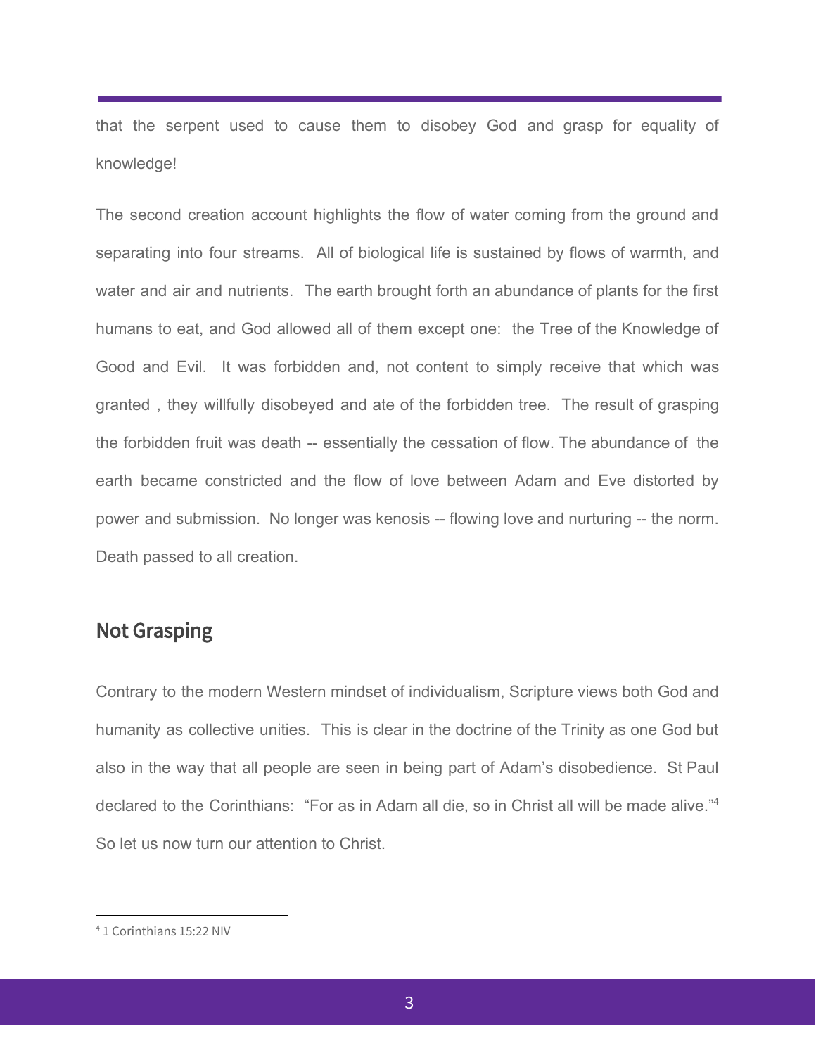that the serpent used to cause them to disobey God and grasp for equality of knowledge!

The second creation account highlights the flow of water coming from the ground and separating into four streams. All of biological life is sustained by flows of warmth, and water and air and nutrients. The earth brought forth an abundance of plants for the first humans to eat, and God allowed all of them except one: the Tree of the Knowledge of Good and Evil. It was forbidden and, not content to simply receive that which was granted , they willfully disobeyed and ate of the forbidden tree. The result of grasping the forbidden fruit was death -- essentially the cessation of flow. The abundance of the earth became constricted and the flow of love between Adam and Eve distorted by power and submission. No longer was kenosis -- flowing love and nurturing -- the norm. Death passed to all creation.

## Not Grasping

Contrary to the modern Western mindset of individualism, Scripture views both God and humanity as collective unities. This is clear in the doctrine of the Trinity as one God but also in the way that all people are seen in being part of Adam's disobedience. St Paul declared to the Corinthians: "For as in Adam all die, so in Christ all will be made alive."[4] So let us now turn our attention to Christ.

---

[4] 1 Corinthians 15:22 NIV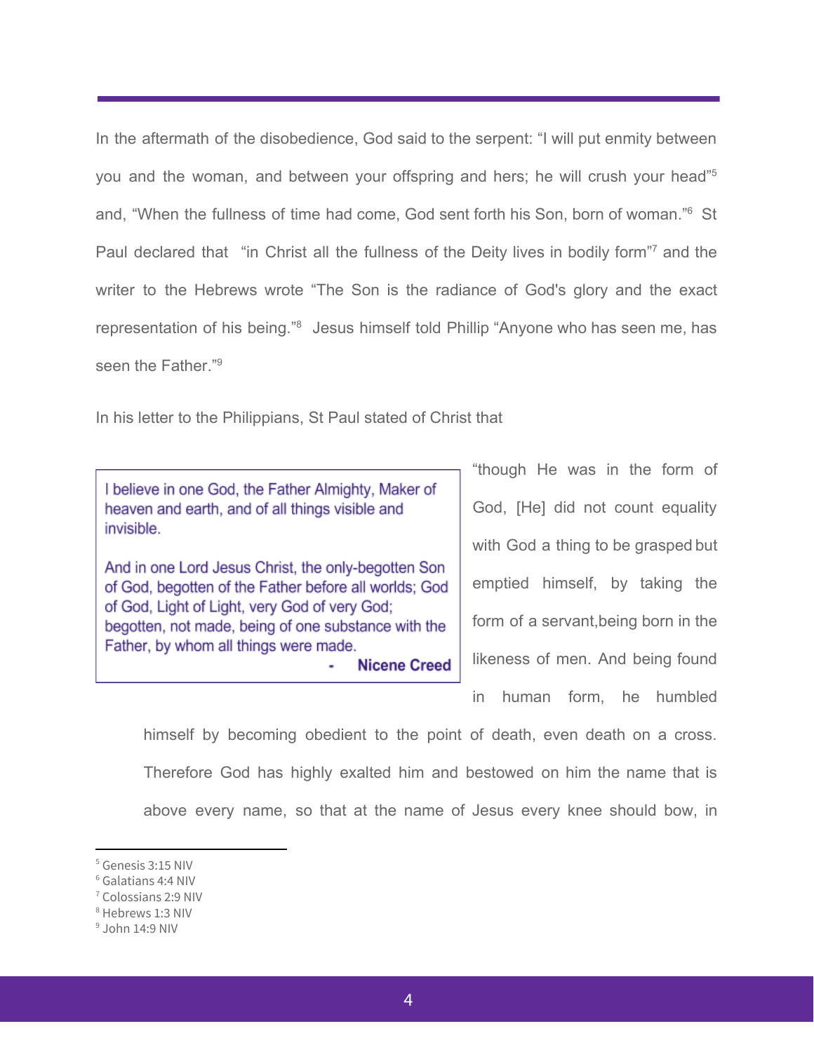In the aftermath of the disobedience, God said to the serpent: “I will put enmity between you and the woman, and between your offspring and hers; he will crush your head”[5] and, “When the fullness of time had come, God sent forth his Son, born of woman.”[6] St Paul declared that “in Christ all the fullness of the Deity lives in bodily form”[7] and the writer to the Hebrews wrote “The Son is the radiance of God's glory and the exact representation of his being.”[8] Jesus himself told Phillip “Anyone who has seen me, has seen the Father.”[9]

In his letter to the Philippians, St Paul stated of Christ that

> I believe in one God, the Father Almighty, Maker of heaven and earth, and of all things visible and invisible.
>
> And in one Lord Jesus Christ, the only-begotten Son of God, begotten of the Father before all worlds; God of God, Light of Light, very God of very God; begotten, not made, being of one substance with the Father, by whom all things were made.
>
> \- **Nicene Creed**

“though He was in the form of God, [He] did not count equality with God a thing to be grasped but emptied himself, by taking the form of a servant,being born in the likeness of men. And being found in human form, he humbled himself by becoming obedient to the point of death, even death on a cross. Therefore God has highly exalted him and bestowed on him the name that is above every name, so that at the name of Jesus every knee should bow, in

---

[5] Genesis 3:15 NIV
[6] Galatians 4:4 NIV
[7] Colossians 2:9 NIV
[8] Hebrews 1:3 NIV
[9] John 14:9 NIV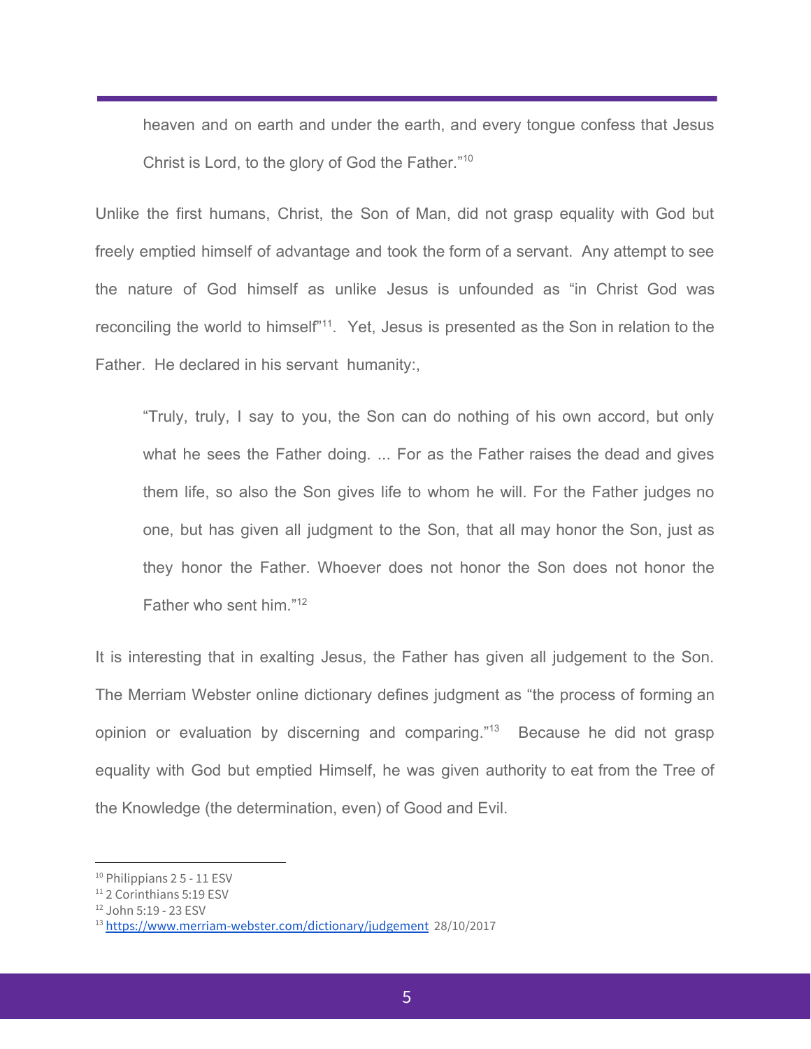> heaven and on earth and under the earth, and every tongue confess that Jesus Christ is Lord, to the glory of God the Father."[10]

Unlike the first humans, Christ, the Son of Man, did not grasp equality with God but freely emptied himself of advantage and took the form of a servant. Any attempt to see the nature of God himself as unlike Jesus is unfounded as "in Christ God was reconciling the world to himself"[11]. Yet, Jesus is presented as the Son in relation to the Father. He declared in his servant humanity:,

> "Truly, truly, I say to you, the Son can do nothing of his own accord, but only what he sees the Father doing. ... For as the Father raises the dead and gives them life, so also the Son gives life to whom he will. For the Father judges no one, but has given all judgment to the Son, that all may honor the Son, just as they honor the Father. Whoever does not honor the Son does not honor the Father who sent him."[12]

It is interesting that in exalting Jesus, the Father has given all judgement to the Son. The Merriam Webster online dictionary defines judgment as "the process of forming an opinion or evaluation by discerning and comparing."[13] Because he did not grasp equality with God but emptied Himself, he was given authority to eat from the Tree of the Knowledge (the determination, even) of Good and Evil.

---

[10] Philippians 2 5 - 11 ESV
[11] 2 Corinthians 5:19 ESV
[12] John 5:19 - 23 ESV
[13] https://www.merriam-webster.com/dictionary/judgement 28/10/2017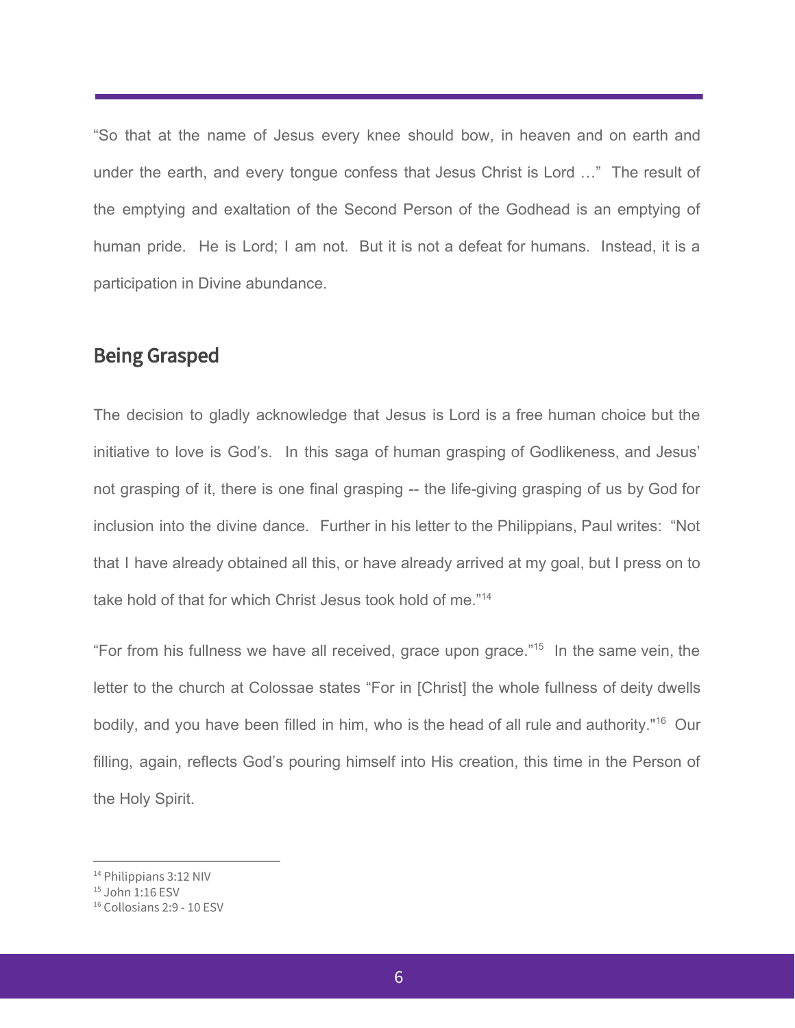"So that at the name of Jesus every knee should bow, in heaven and on earth and under the earth, and every tongue confess that Jesus Christ is Lord …" The result of the emptying and exaltation of the Second Person of the Godhead is an emptying of human pride. He is Lord; I am not. But it is not a defeat for humans. Instead, it is a participation in Divine abundance.

## Being Grasped

The decision to gladly acknowledge that Jesus is Lord is a free human choice but the initiative to love is God's. In this saga of human grasping of Godlikeness, and Jesus' not grasping of it, there is one final grasping -- the life-giving grasping of us by God for inclusion into the divine dance. Further in his letter to the Philippians, Paul writes: "Not that I have already obtained all this, or have already arrived at my goal, but I press on to take hold of that for which Christ Jesus took hold of me."[14]

"For from his fullness we have all received, grace upon grace."[15] In the same vein, the letter to the church at Colossae states "For in [Christ] the whole fullness of deity dwells bodily, and you have been filled in him, who is the head of all rule and authority."[16] Our filling, again, reflects God's pouring himself into His creation, this time in the Person of the Holy Spirit.

---

[14] Philippians 3:12 NIV
[15] John 1:16 ESV
[16] Collosians 2:9 - 10 ESV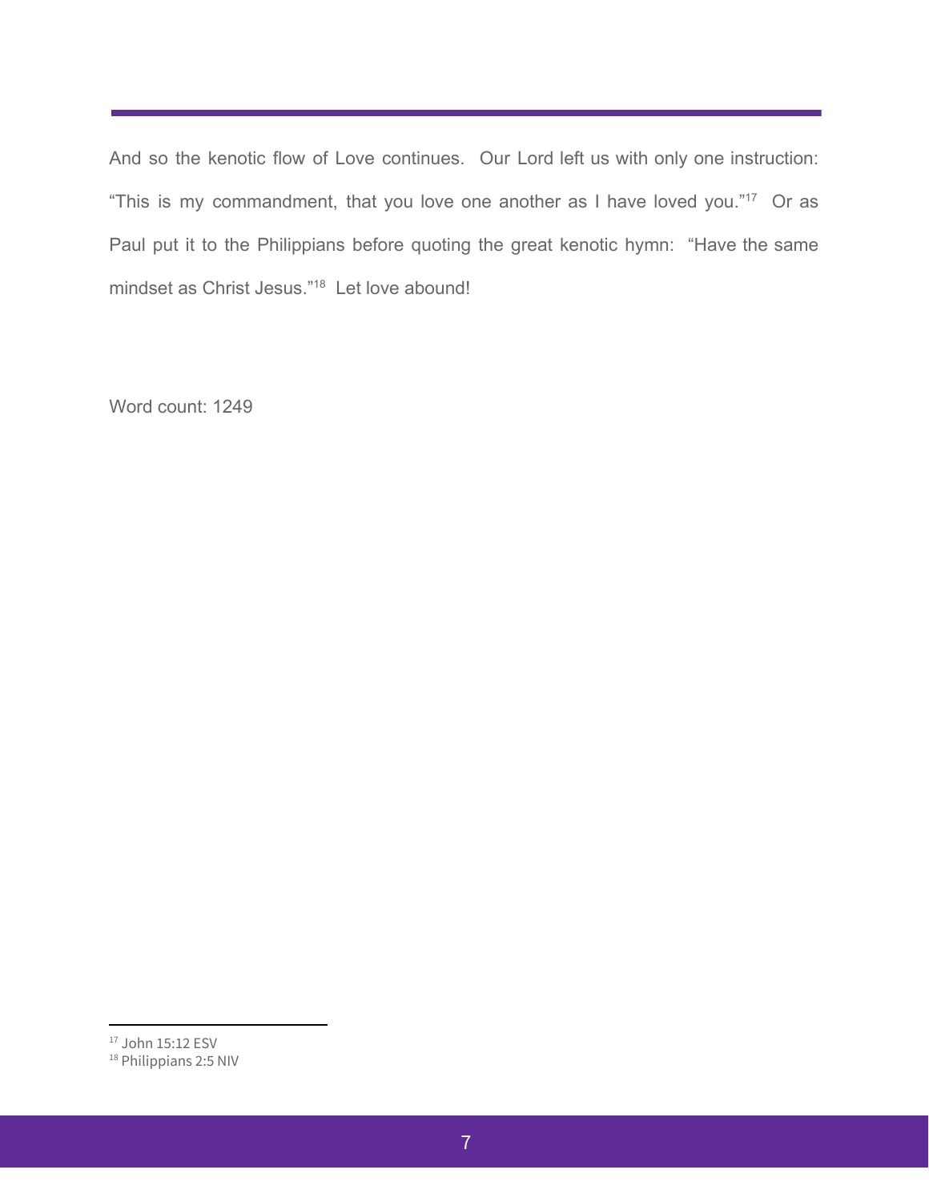And so the kenotic flow of Love continues. Our Lord left us with only one instruction: "This is my commandment, that you love one another as I have loved you."[17] Or as Paul put it to the Philippians before quoting the great kenotic hymn: "Have the same mindset as Christ Jesus."[18] Let love abound!

Word count: 1249

---

[17] John 15:12 ESV

[18] Philippians 2:5 NIV